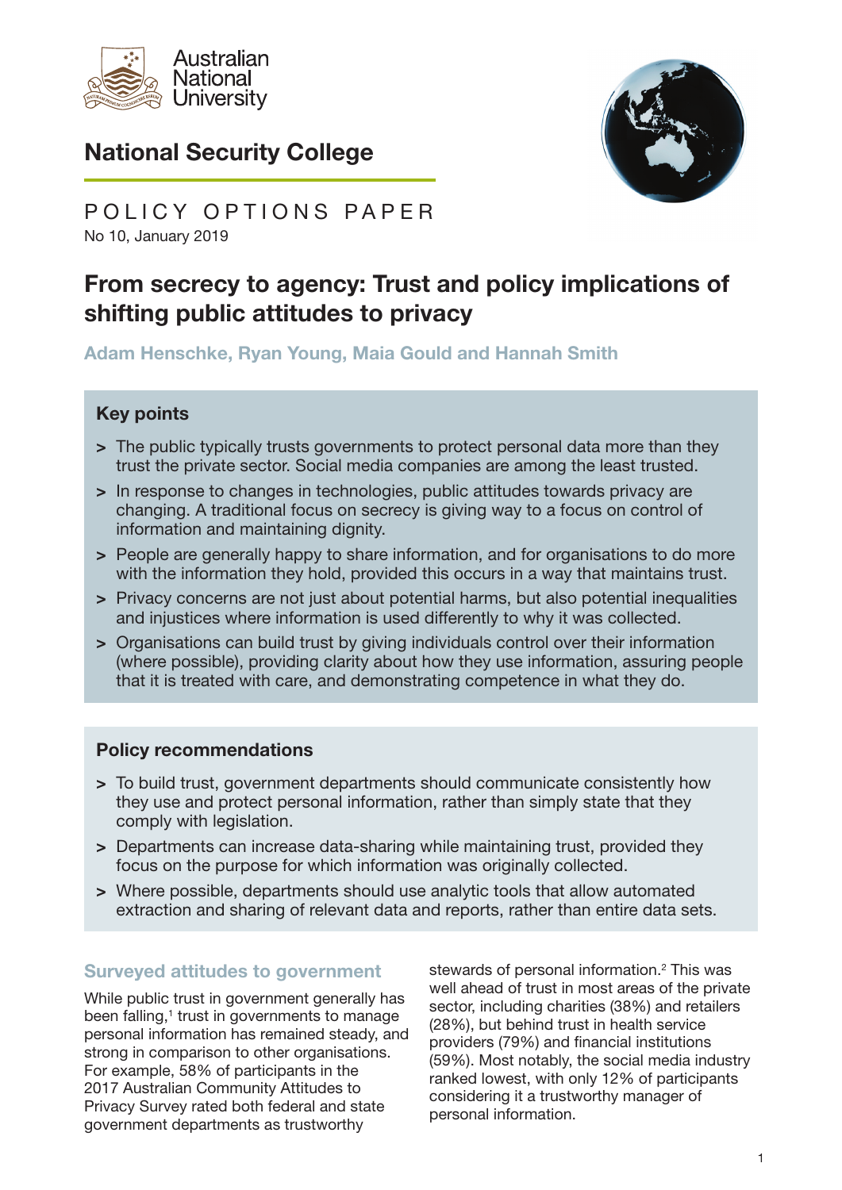Australian National University

## National Security College

POLICY OPTIONS PAPER
No 10, January 2019

# From secrecy to agency: Trust and policy implications of shifting public attitudes to privacy

**Adam Henschke, Ryan Young, Maia Gould and Hannah Smith**

### Key points

- The public typically trusts governments to protect personal data more than they trust the private sector. Social media companies are among the least trusted.
- In response to changes in technologies, public attitudes towards privacy are changing. A traditional focus on secrecy is giving way to a focus on control of information and maintaining dignity.
- People are generally happy to share information, and for organisations to do more with the information they hold, provided this occurs in a way that maintains trust.
- Privacy concerns are not just about potential harms, but also potential inequalities and injustices where information is used differently to why it was collected.
- Organisations can build trust by giving individuals control over their information (where possible), providing clarity about how they use information, assuring people that it is treated with care, and demonstrating competence in what they do.

### Policy recommendations

- To build trust, government departments should communicate consistently how they use and protect personal information, rather than simply state that they comply with legislation.
- Departments can increase data-sharing while maintaining trust, provided they focus on the purpose for which information was originally collected.
- Where possible, departments should use analytic tools that allow automated extraction and sharing of relevant data and reports, rather than entire data sets.

## Surveyed attitudes to government

While public trust in government generally has been falling,[1] trust in governments to manage personal information has remained steady, and strong in comparison to other organisations. For example, 58% of participants in the 2017 Australian Community Attitudes to Privacy Survey rated both federal and state government departments as trustworthy stewards of personal information.[2] This was well ahead of trust in most areas of the private sector, including charities (38%) and retailers (28%), but behind trust in health service providers (79%) and financial institutions (59%). Most notably, the social media industry ranked lowest, with only 12% of participants considering it a trustworthy manager of personal information.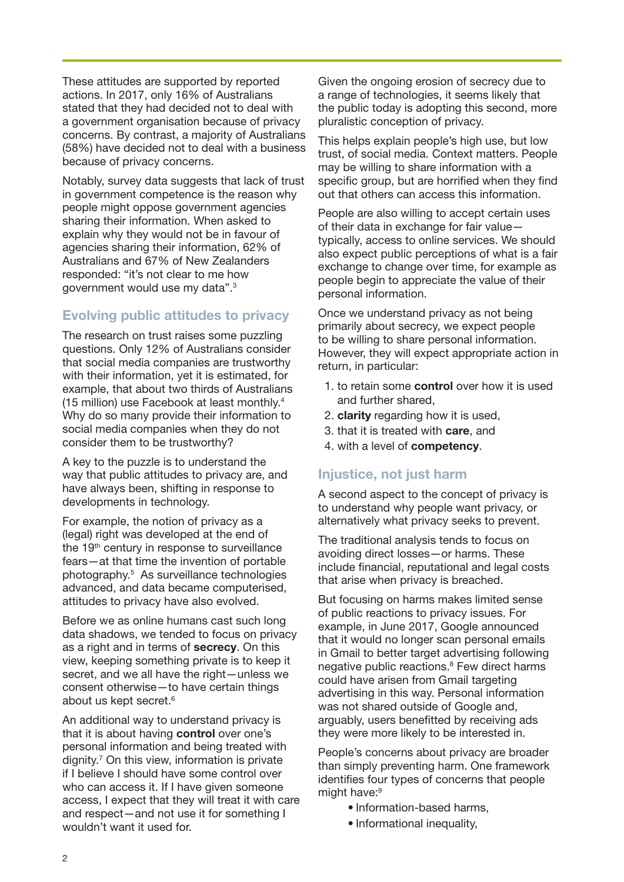These attitudes are supported by reported actions. In 2017, only 16% of Australians stated that they had decided not to deal with a government organisation because of privacy concerns. By contrast, a majority of Australians (58%) have decided not to deal with a business because of privacy concerns.

Notably, survey data suggests that lack of trust in government competence is the reason why people might oppose government agencies sharing their information. When asked to explain why they would not be in favour of agencies sharing their information, 62% of Australians and 67% of New Zealanders responded: "it's not clear to me how government would use my data".[3]

## Evolving public attitudes to privacy

The research on trust raises some puzzling questions. Only 12% of Australians consider that social media companies are trustworthy with their information, yet it is estimated, for example, that about two thirds of Australians (15 million) use Facebook at least monthly.[4] Why do so many provide their information to social media companies when they do not consider them to be trustworthy?

A key to the puzzle is to understand the way that public attitudes to privacy are, and have always been, shifting in response to developments in technology.

For example, the notion of privacy as a (legal) right was developed at the end of the 19th century in response to surveillance fears—at that time the invention of portable photography.[5] As surveillance technologies advanced, and data became computerised, attitudes to privacy have also evolved.

Before we as online humans cast such long data shadows, we tended to focus on privacy as a right and in terms of **secrecy**. On this view, keeping something private is to keep it secret, and we all have the right—unless we consent otherwise—to have certain things about us kept secret.[6]

An additional way to understand privacy is that it is about having **control** over one's personal information and being treated with dignity.[7] On this view, information is private if I believe I should have some control over who can access it. If I have given someone access, I expect that they will treat it with care and respect—and not use it for something I wouldn't want it used for.

Given the ongoing erosion of secrecy due to a range of technologies, it seems likely that the public today is adopting this second, more pluralistic conception of privacy.

This helps explain people's high use, but low trust, of social media. Context matters. People may be willing to share information with a specific group, but are horrified when they find out that others can access this information.

People are also willing to accept certain uses of their data in exchange for fair value—typically, access to online services. We should also expect public perceptions of what is a fair exchange to change over time, for example as people begin to appreciate the value of their personal information.

Once we understand privacy as not being primarily about secrecy, we expect people to be willing to share personal information. However, they will expect appropriate action in return, in particular:

1. to retain some **control** over how it is used and further shared,
2. **clarity** regarding how it is used,
3. that it is treated with **care**, and
4. with a level of **competency**.

## Injustice, not just harm

A second aspect to the concept of privacy is to understand why people want privacy, or alternatively what privacy seeks to prevent.

The traditional analysis tends to focus on avoiding direct losses—or harms. These include financial, reputational and legal costs that arise when privacy is breached.

But focusing on harms makes limited sense of public reactions to privacy issues. For example, in June 2017, Google announced that it would no longer scan personal emails in Gmail to better target advertising following negative public reactions.[8] Few direct harms could have arisen from Gmail targeting advertising in this way. Personal information was not shared outside of Google and, arguably, users benefitted by receiving ads they were more likely to be interested in.

People's concerns about privacy are broader than simply preventing harm. One framework identifies four types of concerns that people might have:[9]

- Information-based harms,
- Informational inequality,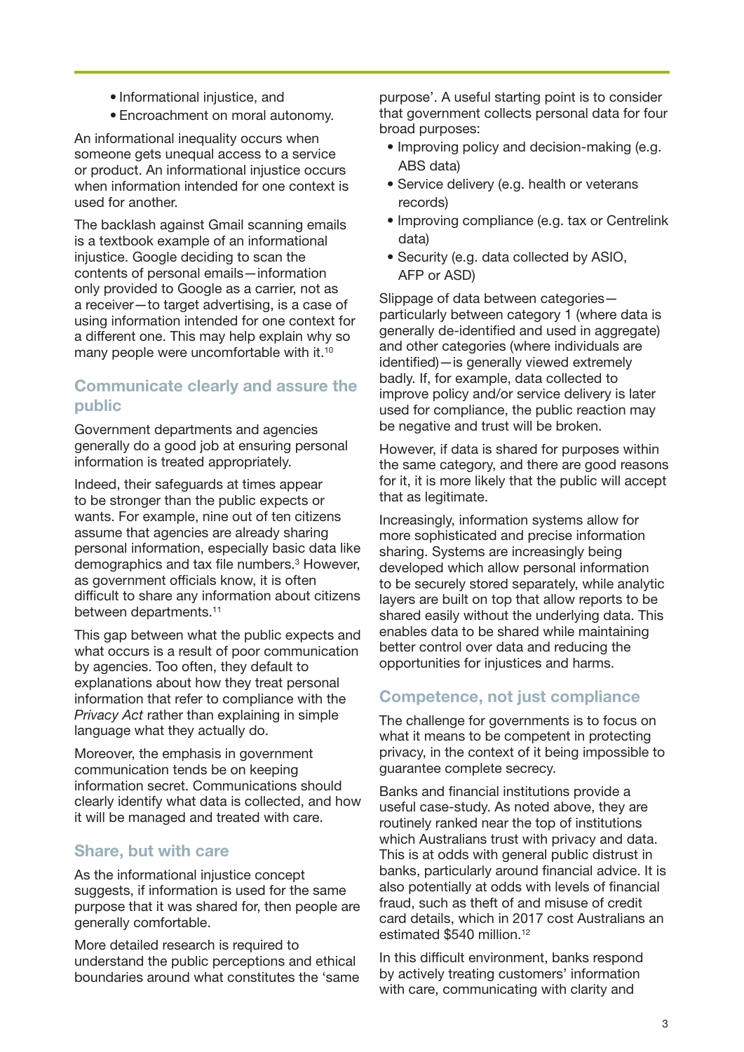- Informational injustice, and
- Encroachment on moral autonomy.

An informational inequality occurs when someone gets unequal access to a service or product. An informational injustice occurs when information intended for one context is used for another.

The backlash against Gmail scanning emails is a textbook example of an informational injustice. Google deciding to scan the contents of personal emails—information only provided to Google as a carrier, not as a receiver—to target advertising, is a case of using information intended for one context for a different one. This may help explain why so many people were uncomfortable with it.[10]

## Communicate clearly and assure the public

Government departments and agencies generally do a good job at ensuring personal information is treated appropriately.

Indeed, their safeguards at times appear to be stronger than the public expects or wants. For example, nine out of ten citizens assume that agencies are already sharing personal information, especially basic data like demographics and tax file numbers.[3] However, as government officials know, it is often difficult to share any information about citizens between departments.[11]

This gap between what the public expects and what occurs is a result of poor communication by agencies. Too often, they default to explanations about how they treat personal information that refer to compliance with the *Privacy Act* rather than explaining in simple language what they actually do.

Moreover, the emphasis in government communication tends to be on keeping information secret. Communications should clearly identify what data is collected, and how it will be managed and treated with care.

## Share, but with care

As the informational injustice concept suggests, if information is used for the same purpose that it was shared for, then people are generally comfortable.

More detailed research is required to understand the public perceptions and ethical boundaries around what constitutes the 'same purpose'. A useful starting point is to consider that government collects personal data for four broad purposes:

- Improving policy and decision-making (e.g. ABS data)
- Service delivery (e.g. health or veterans records)
- Improving compliance (e.g. tax or Centrelink data)
- Security (e.g. data collected by ASIO, AFP or ASD)

Slippage of data between categories—particularly between category 1 (where data is generally de-identified and used in aggregate) and other categories (where individuals are identified)—is generally viewed extremely badly. If, for example, data collected to improve policy and/or service delivery is later used for compliance, the public reaction may be negative and trust will be broken.

However, if data is shared for purposes within the same category, and there are good reasons for it, it is more likely that the public will accept that as legitimate.

Increasingly, information systems allow for more sophisticated and precise information sharing. Systems are increasingly being developed which allow personal information to be securely stored separately, while analytic layers are built on top that allow reports to be shared easily without the underlying data. This enables data to be shared while maintaining better control over data and reducing the opportunities for injustices and harms.

## Competence, not just compliance

The challenge for governments is to focus on what it means to be competent in protecting privacy, in the context of it being impossible to guarantee complete secrecy.

Banks and financial institutions provide a useful case-study. As noted above, they are routinely ranked near the top of institutions which Australians trust with privacy and data. This is at odds with general public distrust in banks, particularly around financial advice. It is also potentially at odds with levels of financial fraud, such as theft of and misuse of credit card details, which in 2017 cost Australians an estimated $540 million.[12]

In this difficult environment, banks respond by actively treating customers' information with care, communicating with clarity and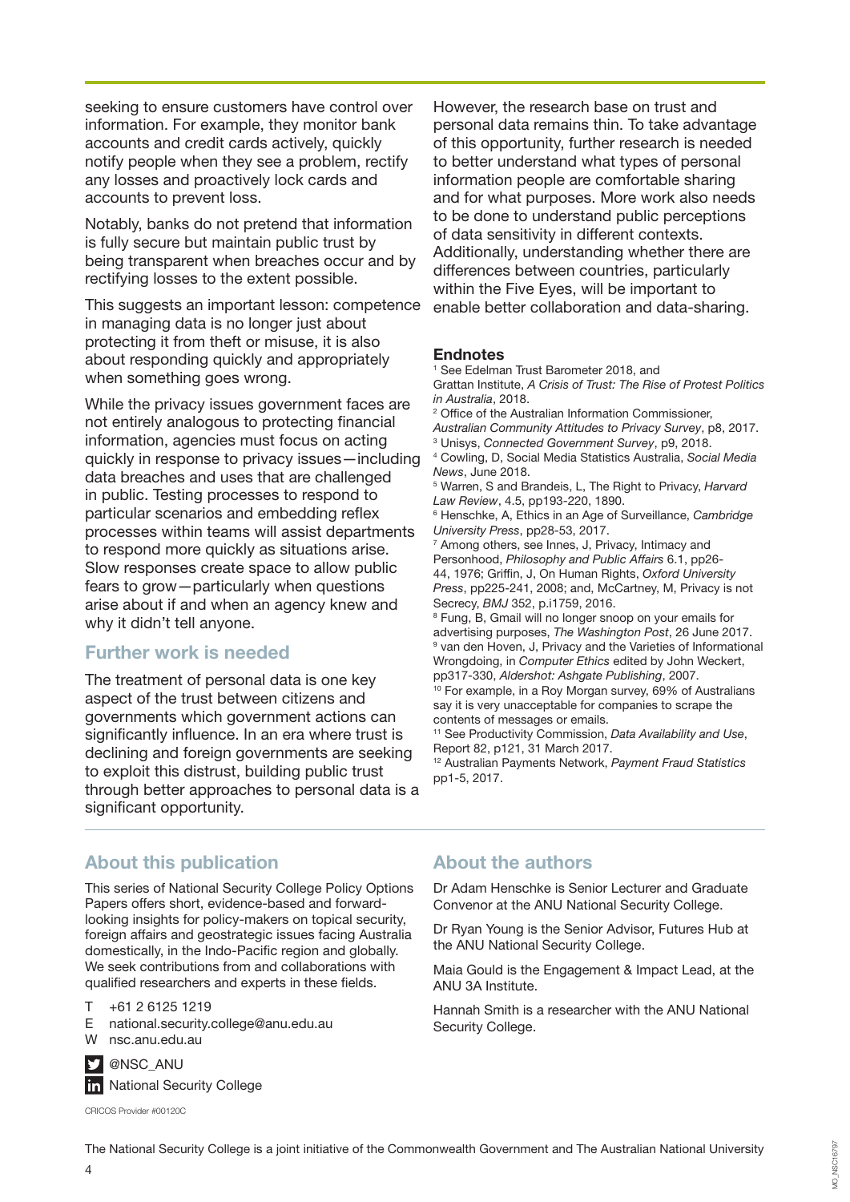seeking to ensure customers have control over information. For example, they monitor bank accounts and credit cards actively, quickly notify people when they see a problem, rectify any losses and proactively lock cards and accounts to prevent loss.

Notably, banks do not pretend that information is fully secure but maintain public trust by being transparent when breaches occur and by rectifying losses to the extent possible.

This suggests an important lesson: competence in managing data is no longer just about protecting it from theft or misuse, it is also about responding quickly and appropriately when something goes wrong.

While the privacy issues government faces are not entirely analogous to protecting financial information, agencies must focus on acting quickly in response to privacy issues—including data breaches and uses that are challenged in public. Testing processes to respond to particular scenarios and embedding reflex processes within teams will assist departments to respond more quickly as situations arise. Slow responses create space to allow public fears to grow—particularly when questions arise about if and when an agency knew and why it didn't tell anyone.

## Further work is needed

The treatment of personal data is one key aspect of the trust between citizens and governments which government actions can significantly influence. In an era where trust is declining and foreign governments are seeking to exploit this distrust, building public trust through better approaches to personal data is a significant opportunity.

However, the research base on trust and personal data remains thin. To take advantage of this opportunity, further research is needed to better understand what types of personal information people are comfortable sharing and for what purposes. More work also needs to be done to understand public perceptions of data sensitivity in different contexts. Additionally, understanding whether there are differences between countries, particularly within the Five Eyes, will be important to enable better collaboration and data-sharing.

### Endnotes

[1] See Edelman Trust Barometer 2018, and Grattan Institute, *A Crisis of Trust: The Rise of Protest Politics in Australia*, 2018.

[2] Office of the Australian Information Commissioner, *Australian Community Attitudes to Privacy Survey*, p8, 2017.

[3] Unisys, *Connected Government Survey*, p9, 2018.

[4] Cowling, D, Social Media Statistics Australia, *Social Media News*, June 2018.

[5] Warren, S and Brandeis, L, The Right to Privacy, *Harvard Law Review*, 4.5, pp193-220, 1890.

[6] Henschke, A, Ethics in an Age of Surveillance, *Cambridge University Press*, pp28-53, 2017.

[7] Among others, see Innes, J, Privacy, Intimacy and Personhood, *Philosophy and Public Affairs* 6.1, pp26-44, 1976; Griffin, J, On Human Rights, *Oxford University Press*, pp225-241, 2008; and, McCartney, M, Privacy is not Secrecy, *BMJ* 352, p.i1759, 2016.

[8] Fung, B, Gmail will no longer snoop on your emails for advertising purposes, *The Washington Post*, 26 June 2017.

[9] van den Hoven, J, Privacy and the Varieties of Informational Wrongdoing, in *Computer Ethics* edited by John Weckert, pp317-330, *Aldershot: Ashgate Publishing*, 2007.

[10] For example, in a Roy Morgan survey, 69% of Australians say it is very unacceptable for companies to scrape the contents of messages or emails.

[11] See Productivity Commission, *Data Availability and Use*, Report 82, p121, 31 March 2017.

[12] Australian Payments Network, *Payment Fraud Statistics* pp1-5, 2017.

## About this publication

This series of National Security College Policy Options Papers offers short, evidence-based and forward-looking insights for policy-makers on topical security, foreign affairs and geostrategic issues facing Australia domestically, in the Indo-Pacific region and globally. We seek contributions from and collaborations with qualified researchers and experts in these fields.

T +61 2 6125 1219
E national.security.college@anu.edu.au
W nsc.anu.edu.au

@NSC_ANU
National Security College

CRICOS Provider #00120C

## About the authors

Dr Adam Henschke is Senior Lecturer and Graduate Convenor at the ANU National Security College.

Dr Ryan Young is the Senior Advisor, Futures Hub at the ANU National Security College.

Maia Gould is the Engagement & Impact Lead, at the ANU 3A Institute.

Hannah Smith is a researcher with the ANU National Security College.

The National Security College is a joint initiative of the Commonwealth Government and The Australian National University